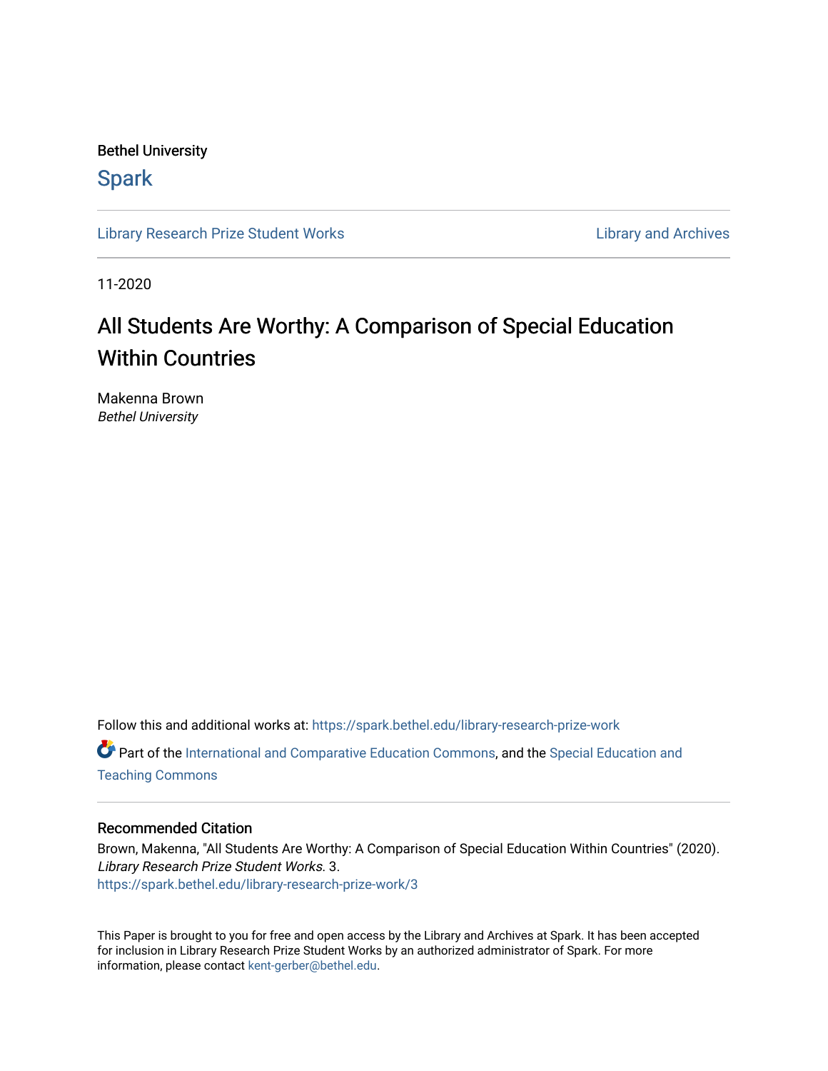Bethel University

# Spark

Library Research Prize Student Works | Library and Archives

11-2020

# All Students Are Worthy: A Comparison of Special Education Within Countries

Makenna Brown
*Bethel University*

Follow this and additional works at: https://spark.bethel.edu/library-research-prize-work

Part of the International and Comparative Education Commons, and the Special Education and Teaching Commons

## Recommended Citation

Brown, Makenna, "All Students Are Worthy: A Comparison of Special Education Within Countries" (2020). *Library Research Prize Student Works*. 3.
https://spark.bethel.edu/library-research-prize-work/3

This Paper is brought to you for free and open access by the Library and Archives at Spark. It has been accepted for inclusion in Library Research Prize Student Works by an authorized administrator of Spark. For more information, please contact kent-gerber@bethel.edu.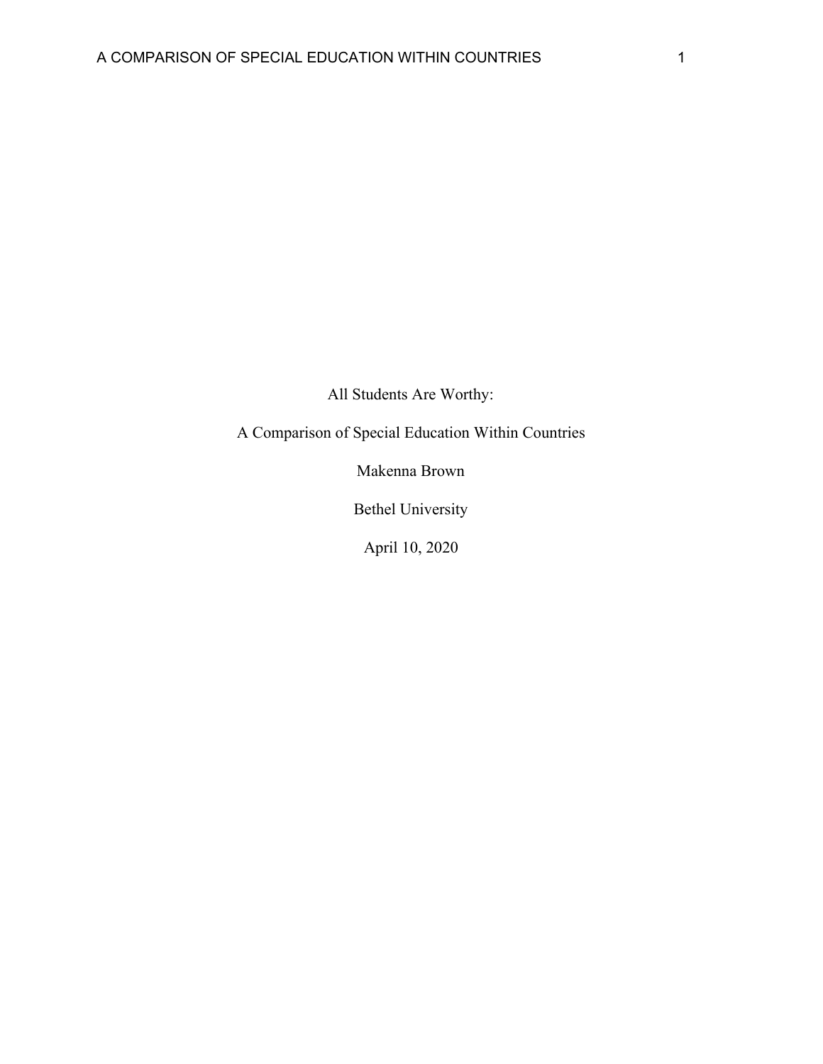All Students Are Worthy:

A Comparison of Special Education Within Countries

Makenna Brown

Bethel University

April 10, 2020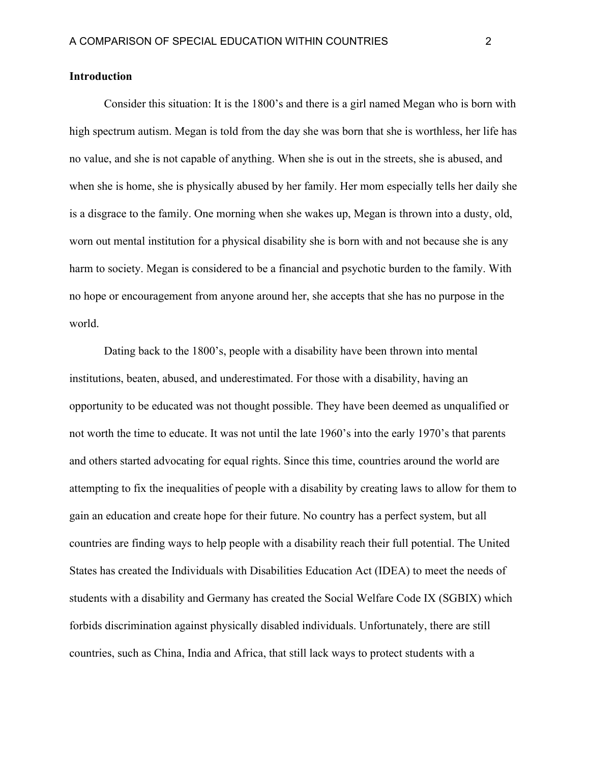**Introduction**

Consider this situation: It is the 1800's and there is a girl named Megan who is born with high spectrum autism. Megan is told from the day she was born that she is worthless, her life has no value, and she is not capable of anything. When she is out in the streets, she is abused, and when she is home, she is physically abused by her family. Her mom especially tells her daily she is a disgrace to the family. One morning when she wakes up, Megan is thrown into a dusty, old, worn out mental institution for a physical disability she is born with and not because she is any harm to society. Megan is considered to be a financial and psychotic burden to the family. With no hope or encouragement from anyone around her, she accepts that she has no purpose in the world.

Dating back to the 1800's, people with a disability have been thrown into mental institutions, beaten, abused, and underestimated. For those with a disability, having an opportunity to be educated was not thought possible. They have been deemed as unqualified or not worth the time to educate. It was not until the late 1960's into the early 1970's that parents and others started advocating for equal rights. Since this time, countries around the world are attempting to fix the inequalities of people with a disability by creating laws to allow for them to gain an education and create hope for their future. No country has a perfect system, but all countries are finding ways to help people with a disability reach their full potential. The United States has created the Individuals with Disabilities Education Act (IDEA) to meet the needs of students with a disability and Germany has created the Social Welfare Code IX (SGBIX) which forbids discrimination against physically disabled individuals. Unfortunately, there are still countries, such as China, India and Africa, that still lack ways to protect students with a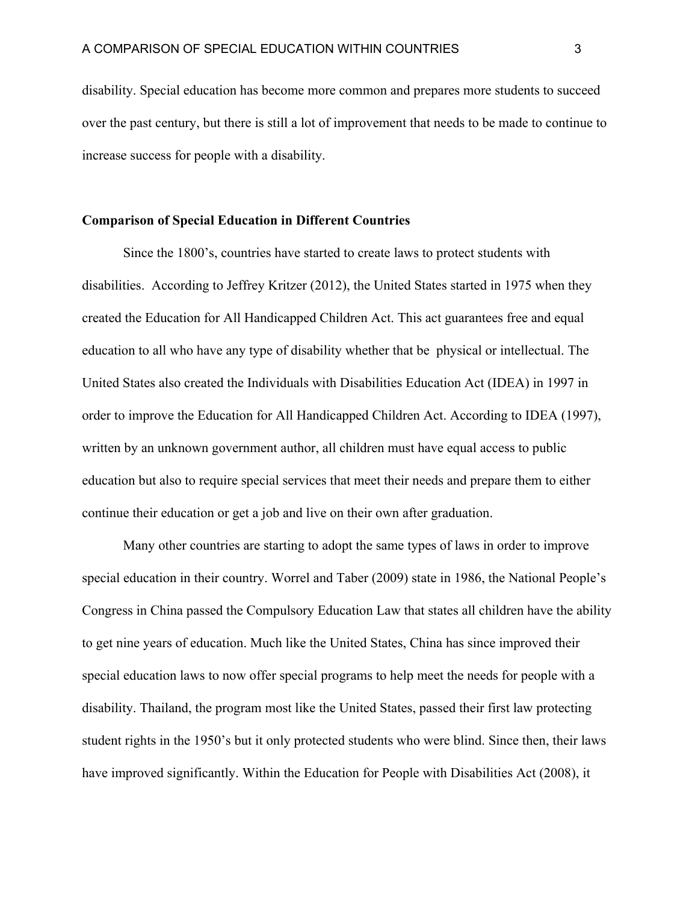disability. Special education has become more common and prepares more students to succeed over the past century, but there is still a lot of improvement that needs to be made to continue to increase success for people with a disability.

## Comparison of Special Education in Different Countries

Since the 1800's, countries have started to create laws to protect students with disabilities. According to Jeffrey Kritzer (2012), the United States started in 1975 when they created the Education for All Handicapped Children Act. This act guarantees free and equal education to all who have any type of disability whether that be physical or intellectual. The United States also created the Individuals with Disabilities Education Act (IDEA) in 1997 in order to improve the Education for All Handicapped Children Act. According to IDEA (1997), written by an unknown government author, all children must have equal access to public education but also to require special services that meet their needs and prepare them to either continue their education or get a job and live on their own after graduation.

Many other countries are starting to adopt the same types of laws in order to improve special education in their country. Worrel and Taber (2009) state in 1986, the National People's Congress in China passed the Compulsory Education Law that states all children have the ability to get nine years of education. Much like the United States, China has since improved their special education laws to now offer special programs to help meet the needs for people with a disability. Thailand, the program most like the United States, passed their first law protecting student rights in the 1950's but it only protected students who were blind. Since then, their laws have improved significantly. Within the Education for People with Disabilities Act (2008), it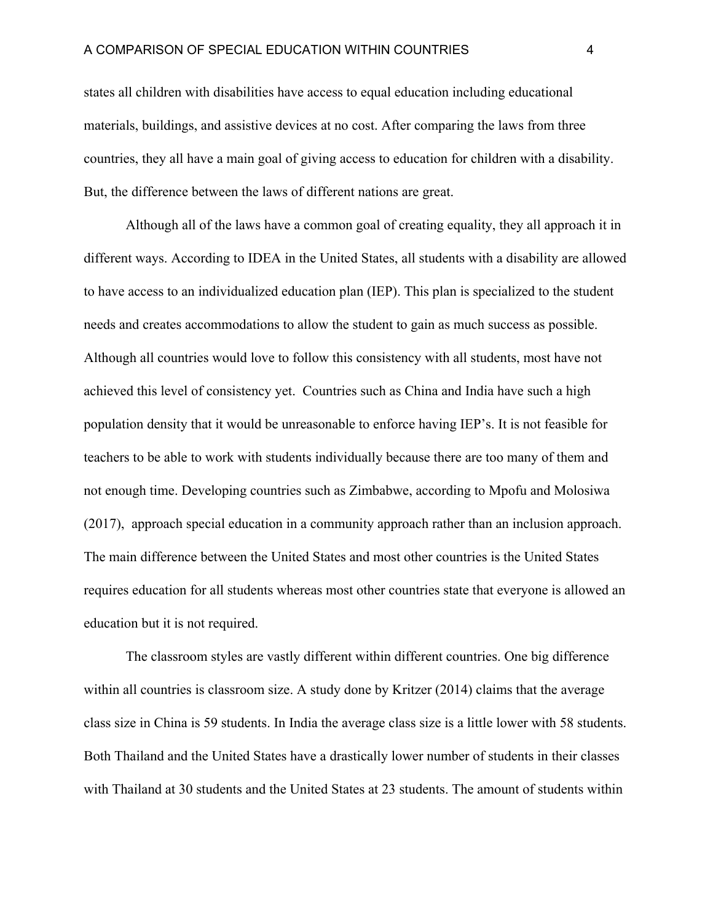states all children with disabilities have access to equal education including educational materials, buildings, and assistive devices at no cost. After comparing the laws from three countries, they all have a main goal of giving access to education for children with a disability. But, the difference between the laws of different nations are great.

Although all of the laws have a common goal of creating equality, they all approach it in different ways. According to IDEA in the United States, all students with a disability are allowed to have access to an individualized education plan (IEP). This plan is specialized to the student needs and creates accommodations to allow the student to gain as much success as possible. Although all countries would love to follow this consistency with all students, most have not achieved this level of consistency yet. Countries such as China and India have such a high population density that it would be unreasonable to enforce having IEP's. It is not feasible for teachers to be able to work with students individually because there are too many of them and not enough time. Developing countries such as Zimbabwe, according to Mpofu and Molosiwa (2017), approach special education in a community approach rather than an inclusion approach. The main difference between the United States and most other countries is the United States requires education for all students whereas most other countries state that everyone is allowed an education but it is not required.

The classroom styles are vastly different within different countries. One big difference within all countries is classroom size. A study done by Kritzer (2014) claims that the average class size in China is 59 students. In India the average class size is a little lower with 58 students. Both Thailand and the United States have a drastically lower number of students in their classes with Thailand at 30 students and the United States at 23 students. The amount of students within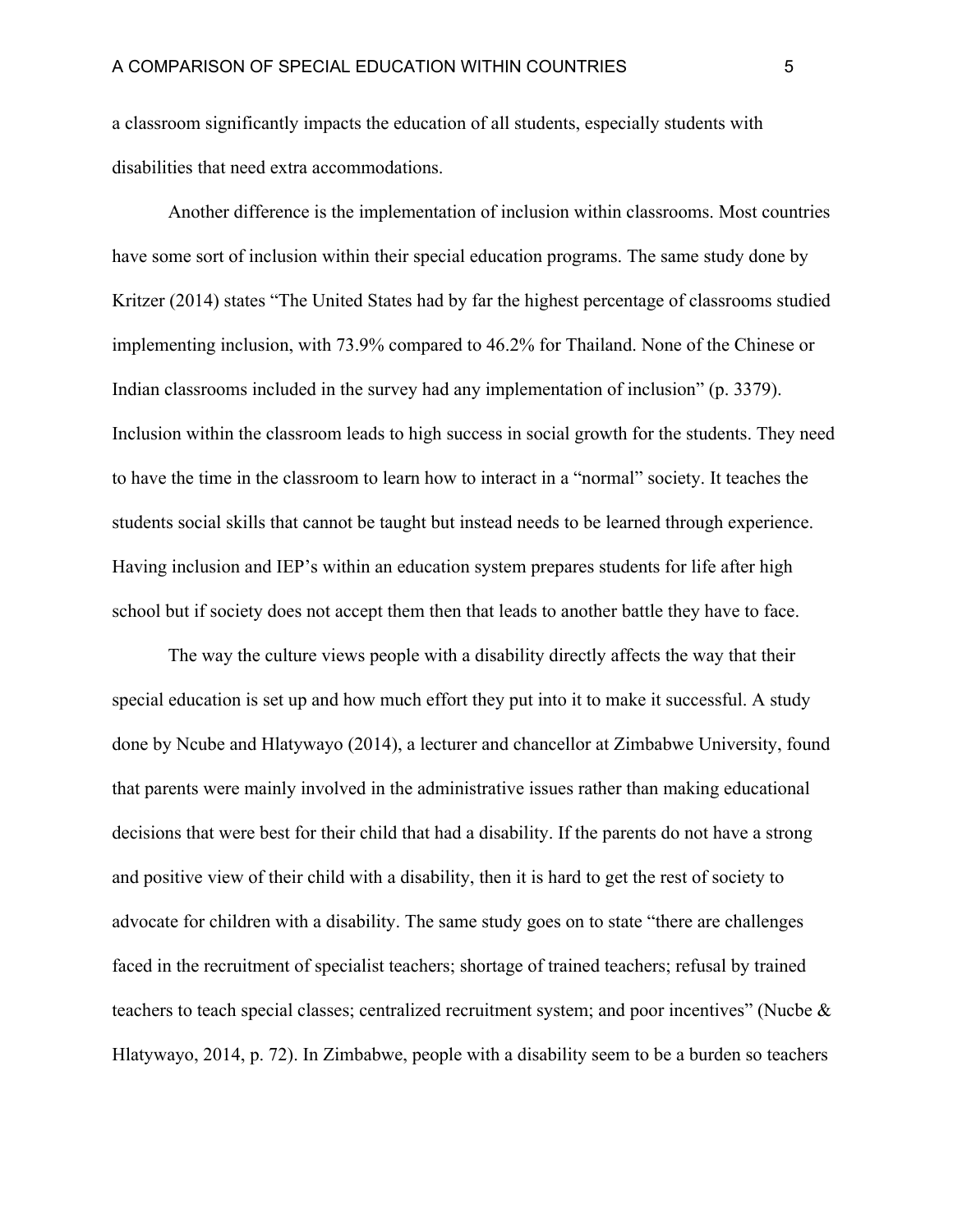a classroom significantly impacts the education of all students, especially students with disabilities that need extra accommodations.

Another difference is the implementation of inclusion within classrooms. Most countries have some sort of inclusion within their special education programs. The same study done by Kritzer (2014) states "The United States had by far the highest percentage of classrooms studied implementing inclusion, with 73.9% compared to 46.2% for Thailand. None of the Chinese or Indian classrooms included in the survey had any implementation of inclusion" (p. 3379). Inclusion within the classroom leads to high success in social growth for the students. They need to have the time in the classroom to learn how to interact in a "normal" society. It teaches the students social skills that cannot be taught but instead needs to be learned through experience. Having inclusion and IEP's within an education system prepares students for life after high school but if society does not accept them then that leads to another battle they have to face.

The way the culture views people with a disability directly affects the way that their special education is set up and how much effort they put into it to make it successful. A study done by Ncube and Hlatywayo (2014), a lecturer and chancellor at Zimbabwe University, found that parents were mainly involved in the administrative issues rather than making educational decisions that were best for their child that had a disability. If the parents do not have a strong and positive view of their child with a disability, then it is hard to get the rest of society to advocate for children with a disability. The same study goes on to state "there are challenges faced in the recruitment of specialist teachers; shortage of trained teachers; refusal by trained teachers to teach special classes; centralized recruitment system; and poor incentives" (Nucbe & Hlatywayo, 2014, p. 72). In Zimbabwe, people with a disability seem to be a burden so teachers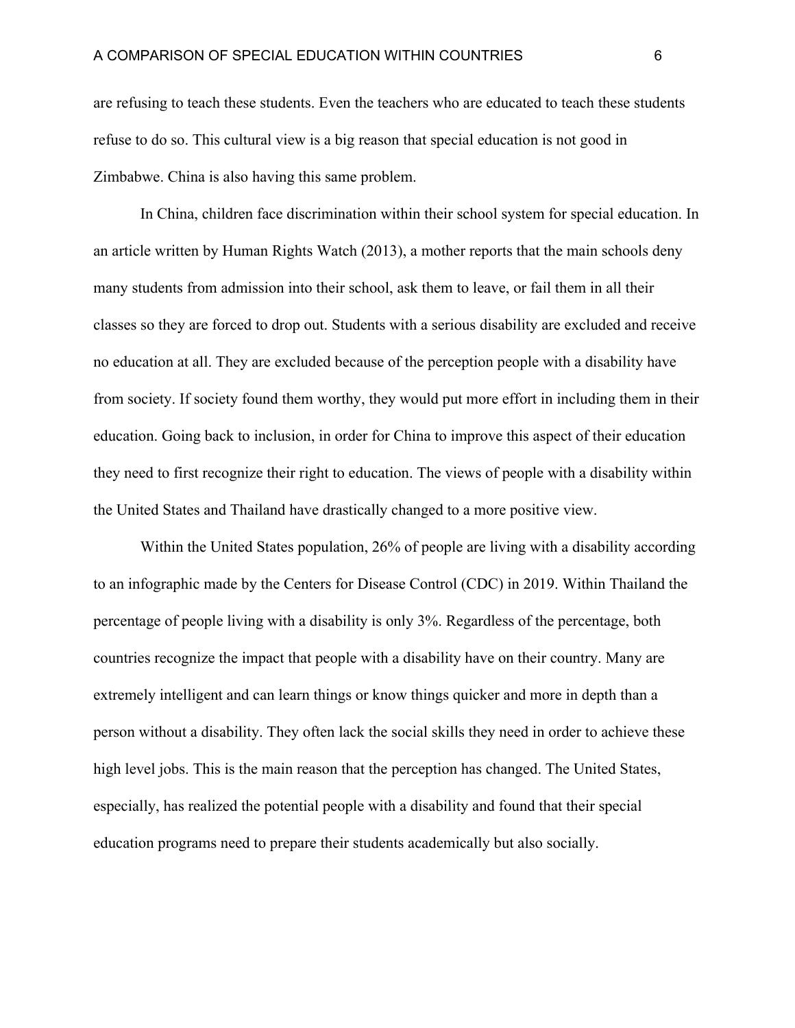are refusing to teach these students. Even the teachers who are educated to teach these students refuse to do so. This cultural view is a big reason that special education is not good in Zimbabwe. China is also having this same problem.

In China, children face discrimination within their school system for special education. In an article written by Human Rights Watch (2013), a mother reports that the main schools deny many students from admission into their school, ask them to leave, or fail them in all their classes so they are forced to drop out. Students with a serious disability are excluded and receive no education at all. They are excluded because of the perception people with a disability have from society. If society found them worthy, they would put more effort in including them in their education. Going back to inclusion, in order for China to improve this aspect of their education they need to first recognize their right to education. The views of people with a disability within the United States and Thailand have drastically changed to a more positive view.

Within the United States population, 26% of people are living with a disability according to an infographic made by the Centers for Disease Control (CDC) in 2019. Within Thailand the percentage of people living with a disability is only 3%. Regardless of the percentage, both countries recognize the impact that people with a disability have on their country. Many are extremely intelligent and can learn things or know things quicker and more in depth than a person without a disability. They often lack the social skills they need in order to achieve these high level jobs. This is the main reason that the perception has changed. The United States, especially, has realized the potential people with a disability and found that their special education programs need to prepare their students academically but also socially.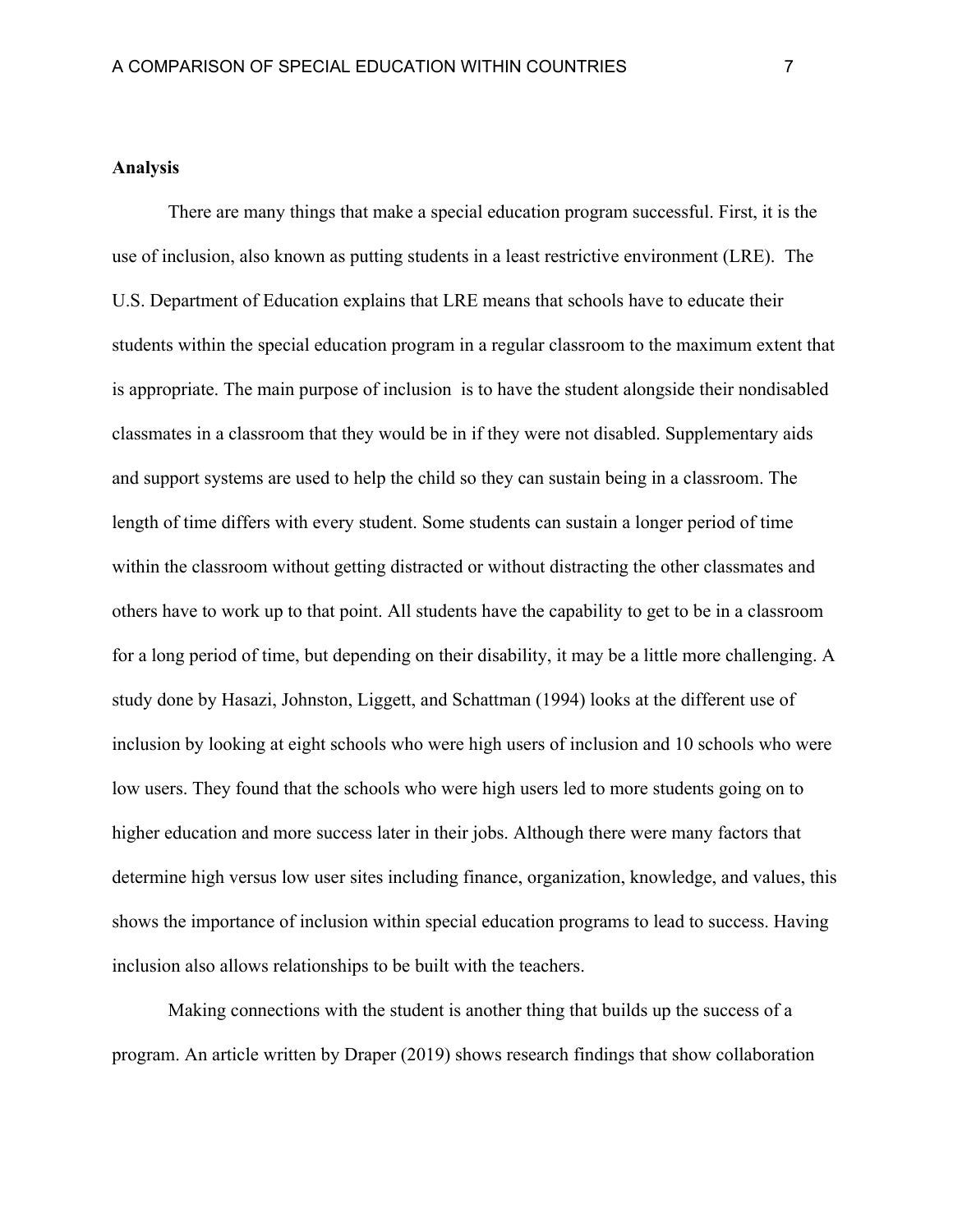**Analysis**

There are many things that make a special education program successful. First, it is the use of inclusion, also known as putting students in a least restrictive environment (LRE). The U.S. Department of Education explains that LRE means that schools have to educate their students within the special education program in a regular classroom to the maximum extent that is appropriate. The main purpose of inclusion is to have the student alongside their nondisabled classmates in a classroom that they would be in if they were not disabled. Supplementary aids and support systems are used to help the child so they can sustain being in a classroom. The length of time differs with every student. Some students can sustain a longer period of time within the classroom without getting distracted or without distracting the other classmates and others have to work up to that point. All students have the capability to get to be in a classroom for a long period of time, but depending on their disability, it may be a little more challenging. A study done by Hasazi, Johnston, Liggett, and Schattman (1994) looks at the different use of inclusion by looking at eight schools who were high users of inclusion and 10 schools who were low users. They found that the schools who were high users led to more students going on to higher education and more success later in their jobs. Although there were many factors that determine high versus low user sites including finance, organization, knowledge, and values, this shows the importance of inclusion within special education programs to lead to success. Having inclusion also allows relationships to be built with the teachers.

Making connections with the student is another thing that builds up the success of a program. An article written by Draper (2019) shows research findings that show collaboration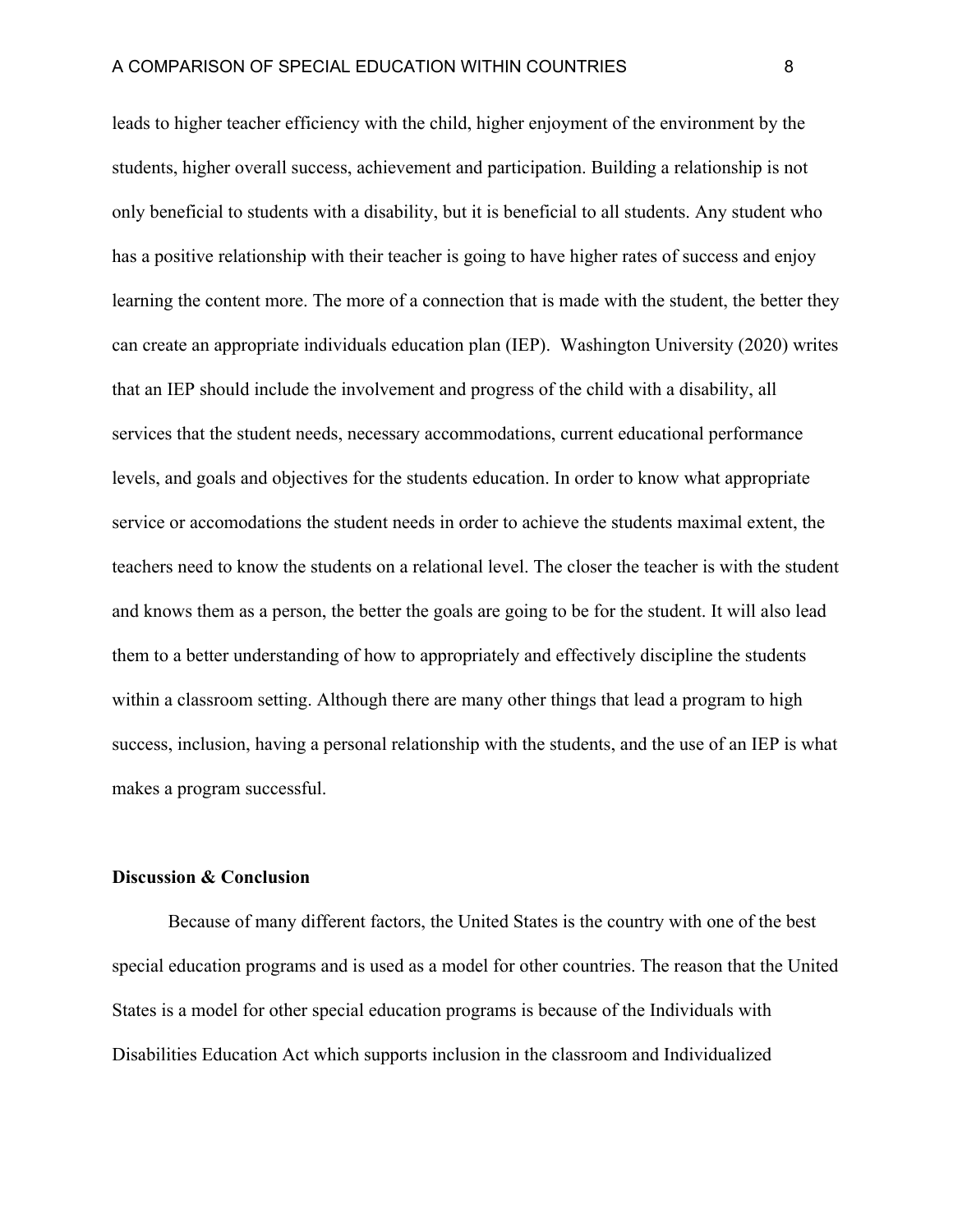leads to higher teacher efficiency with the child, higher enjoyment of the environment by the students, higher overall success, achievement and participation. Building a relationship is not only beneficial to students with a disability, but it is beneficial to all students. Any student who has a positive relationship with their teacher is going to have higher rates of success and enjoy learning the content more. The more of a connection that is made with the student, the better they can create an appropriate individuals education plan (IEP). Washington University (2020) writes that an IEP should include the involvement and progress of the child with a disability, all services that the student needs, necessary accommodations, current educational performance levels, and goals and objectives for the students education. In order to know what appropriate service or accomodations the student needs in order to achieve the students maximal extent, the teachers need to know the students on a relational level. The closer the teacher is with the student and knows them as a person, the better the goals are going to be for the student. It will also lead them to a better understanding of how to appropriately and effectively discipline the students within a classroom setting. Although there are many other things that lead a program to high success, inclusion, having a personal relationship with the students, and the use of an IEP is what makes a program successful.

**Discussion & Conclusion**

Because of many different factors, the United States is the country with one of the best special education programs and is used as a model for other countries. The reason that the United States is a model for other special education programs is because of the Individuals with Disabilities Education Act which supports inclusion in the classroom and Individualized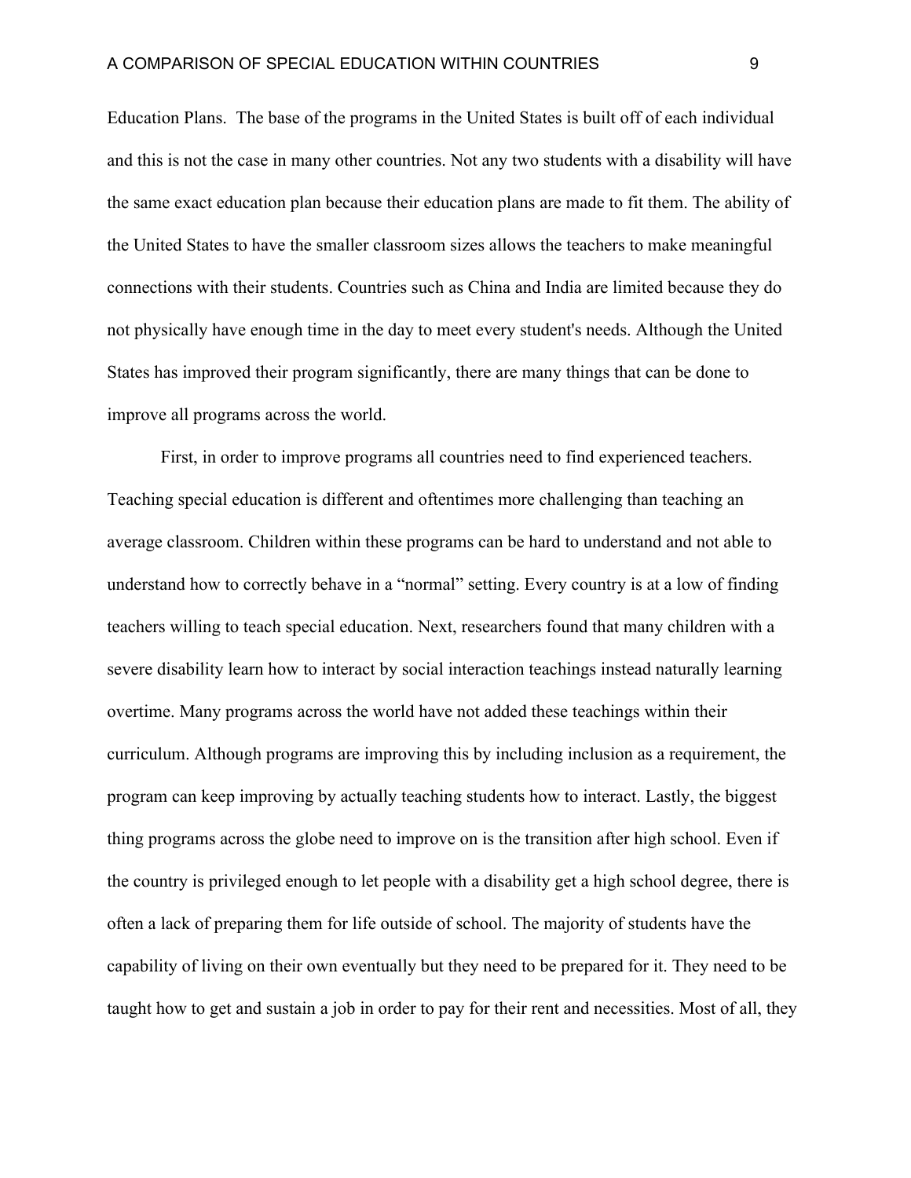Education Plans.  The base of the programs in the United States is built off of each individual and this is not the case in many other countries. Not any two students with a disability will have the same exact education plan because their education plans are made to fit them. The ability of the United States to have the smaller classroom sizes allows the teachers to make meaningful connections with their students. Countries such as China and India are limited because they do not physically have enough time in the day to meet every student's needs. Although the United States has improved their program significantly, there are many things that can be done to improve all programs across the world.

First, in order to improve programs all countries need to find experienced teachers. Teaching special education is different and oftentimes more challenging than teaching an average classroom. Children within these programs can be hard to understand and not able to understand how to correctly behave in a “normal” setting. Every country is at a low of finding teachers willing to teach special education. Next, researchers found that many children with a severe disability learn how to interact by social interaction teachings instead naturally learning overtime. Many programs across the world have not added these teachings within their curriculum. Although programs are improving this by including inclusion as a requirement, the program can keep improving by actually teaching students how to interact. Lastly, the biggest thing programs across the globe need to improve on is the transition after high school. Even if the country is privileged enough to let people with a disability get a high school degree, there is often a lack of preparing them for life outside of school. The majority of students have the capability of living on their own eventually but they need to be prepared for it. They need to be taught how to get and sustain a job in order to pay for their rent and necessities. Most of all, they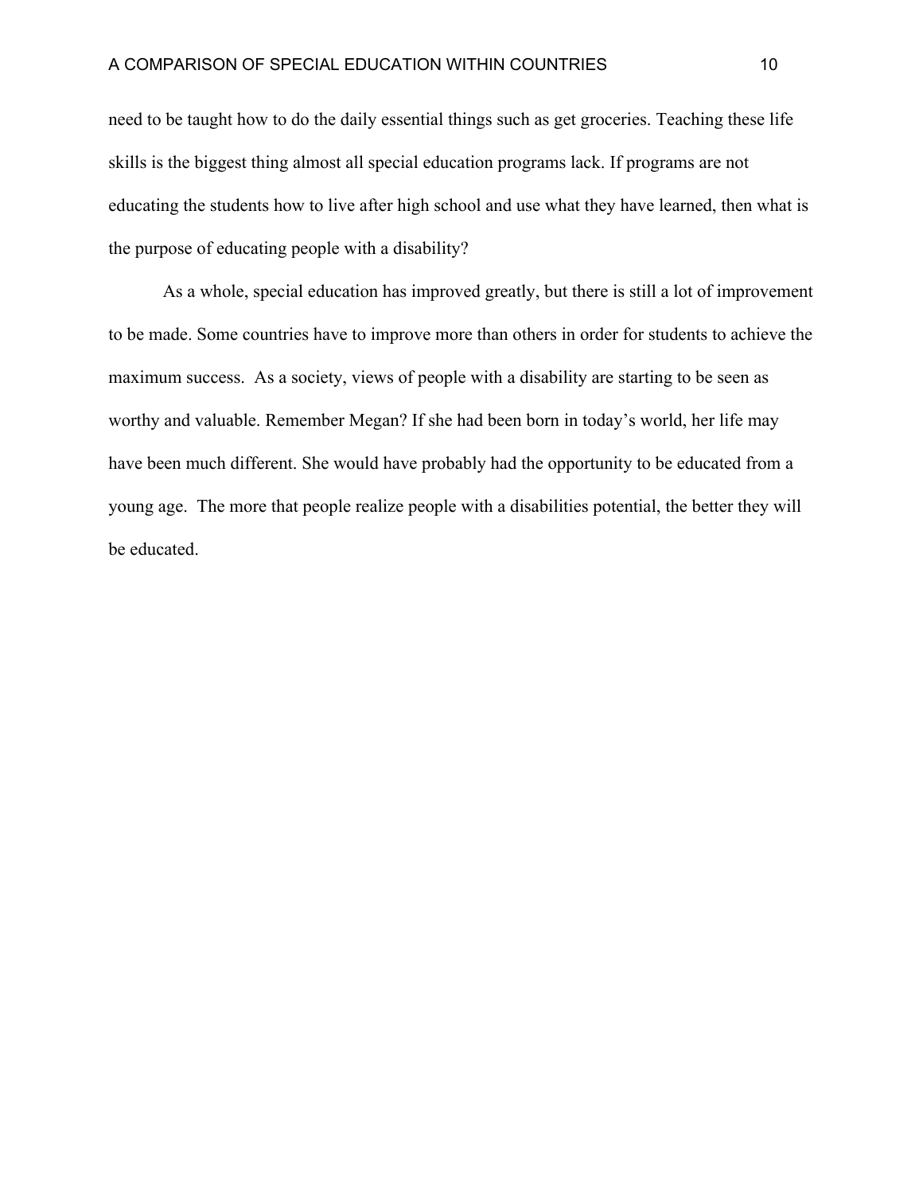need to be taught how to do the daily essential things such as get groceries. Teaching these life skills is the biggest thing almost all special education programs lack. If programs are not educating the students how to live after high school and use what they have learned, then what is the purpose of educating people with a disability?

As a whole, special education has improved greatly, but there is still a lot of improvement to be made. Some countries have to improve more than others in order for students to achieve the maximum success. As a society, views of people with a disability are starting to be seen as worthy and valuable. Remember Megan? If she had been born in today's world, her life may have been much different. She would have probably had the opportunity to be educated from a young age. The more that people realize people with a disabilities potential, the better they will be educated.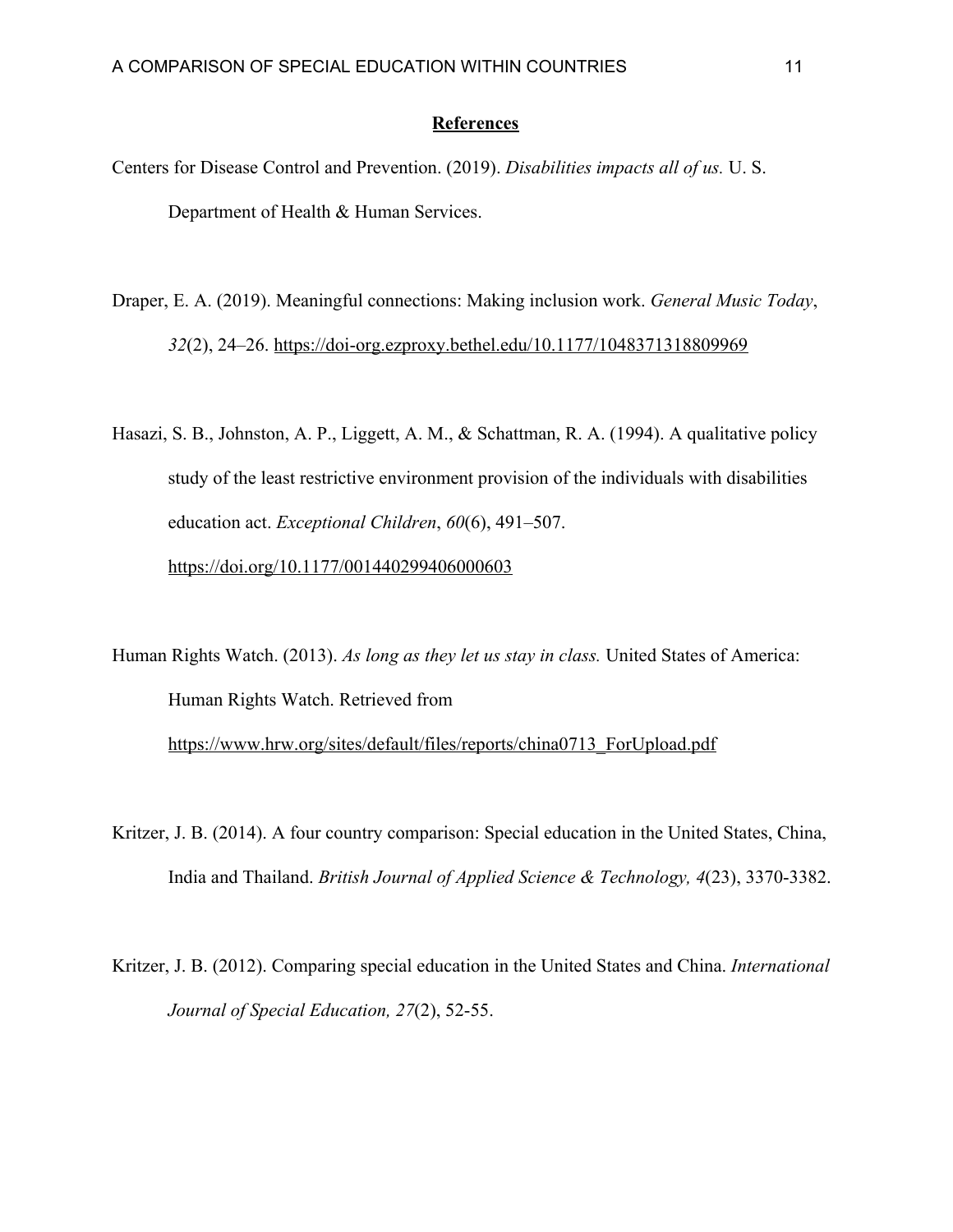## References

Centers for Disease Control and Prevention. (2019). *Disabilities impacts all of us.* U. S. Department of Health & Human Services.

Draper, E. A. (2019). Meaningful connections: Making inclusion work. *General Music Today*, *32*(2), 24–26. https://doi-org.ezproxy.bethel.edu/10.1177/1048371318809969

Hasazi, S. B., Johnston, A. P., Liggett, A. M., & Schattman, R. A. (1994). A qualitative policy study of the least restrictive environment provision of the individuals with disabilities education act. *Exceptional Children*, *60*(6), 491–507. https://doi.org/10.1177/001440299406000603

Human Rights Watch. (2013). *As long as they let us stay in class.* United States of America: Human Rights Watch. Retrieved from https://www.hrw.org/sites/default/files/reports/china0713_ForUpload.pdf

Kritzer, J. B. (2014). A four country comparison: Special education in the United States, China, India and Thailand. *British Journal of Applied Science & Technology, 4*(23), 3370-3382.

Kritzer, J. B. (2012). Comparing special education in the United States and China. *International Journal of Special Education, 27*(2), 52-55.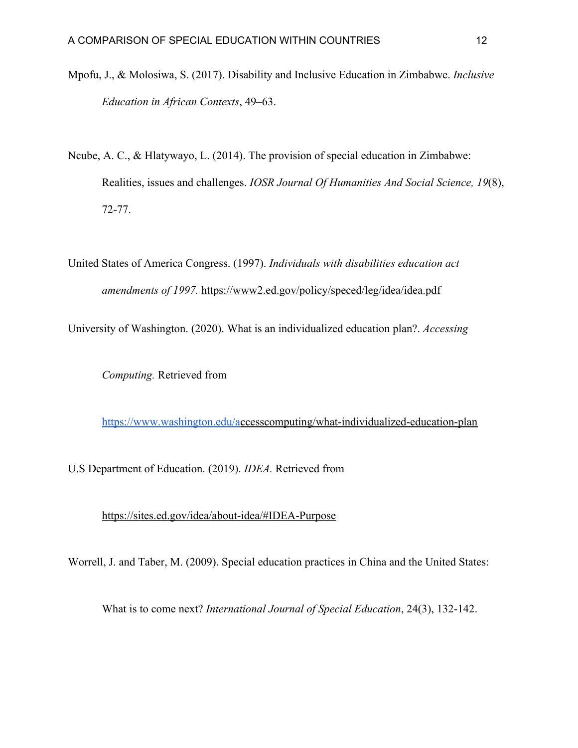Mpofu, J., & Molosiwa, S. (2017). Disability and Inclusive Education in Zimbabwe. *Inclusive Education in African Contexts*, 49–63.

Ncube, A. C., & Hlatywayo, L. (2014). The provision of special education in Zimbabwe: Realities, issues and challenges. *IOSR Journal Of Humanities And Social Science, 19*(8), 72-77.

United States of America Congress. (1997). *Individuals with disabilities education act amendments of 1997.* https://www2.ed.gov/policy/speced/leg/idea/idea.pdf

University of Washington. (2020). What is an individualized education plan?. *Accessing Computing.* Retrieved from https://www.washington.edu/accesscomputing/what-individualized-education-plan

U.S Department of Education. (2019). *IDEA.* Retrieved from https://sites.ed.gov/idea/about-idea/#IDEA-Purpose

Worrell, J. and Taber, M. (2009). Special education practices in China and the United States: What is to come next? *International Journal of Special Education*, 24(3), 132-142.